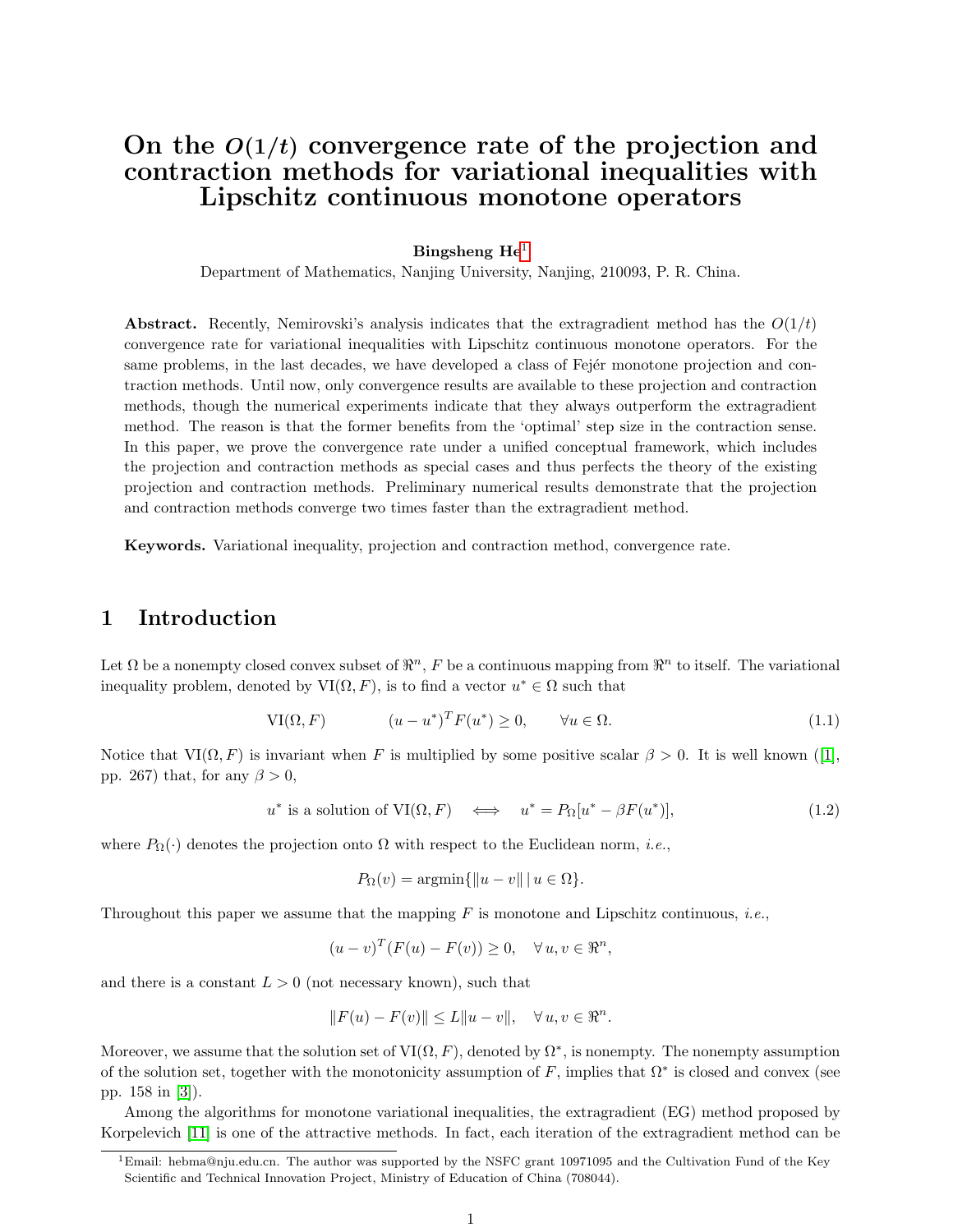# On the $O(1/t)$ convergence rate of the projection and contraction methods for variational inequalities with Lipschitz continuous monotone operators

**Bingsheng He**[1]

Department of Mathematics, Nanjing University, Nanjing, 210093, P. R. China.

**Abstract.** Recently, Nemirovski's analysis indicates that the extragradient method has the $O(1/t)$ convergence rate for variational inequalities with Lipschitz continuous monotone operators. For the same problems, in the last decades, we have developed a class of Fejér monotone projection and contraction methods. Until now, only convergence results are available to these projection and contraction methods, though the numerical experiments indicate that they always outperform the extragradient method. The reason is that the former benefits from the 'optimal' step size in the contraction sense. In this paper, we prove the convergence rate under a unified conceptual framework, which includes the projection and contraction methods as special cases and thus perfects the theory of the existing projection and contraction methods. Preliminary numerical results demonstrate that the projection and contraction methods converge two times faster than the extragradient method.

**Keywords.** Variational inequality, projection and contraction method, convergence rate.

## 1 Introduction

Let $\Omega$ be a nonempty closed convex subset of $\Re^n$, $F$ be a continuous mapping from $\Re^n$ to itself. The variational inequality problem, denoted by $\mathrm{VI}(\Omega, F)$, is to find a vector $u^* \in \Omega$ such that

$$\mathrm{VI}(\Omega, F) \qquad (u - u^*)^T F(u^*) \geq 0, \qquad \forall u \in \Omega. \tag{1.1}$$

Notice that $\mathrm{VI}(\Omega, F)$ is invariant when $F$ is multiplied by some positive scalar $\beta > 0$. It is well known ([1], pp. 267) that, for any $\beta > 0$,

$$u^* \text{ is a solution of } \mathrm{VI}(\Omega, F) \quad \Longleftrightarrow \quad u^* = P_\Omega[u^* - \beta F(u^*)], \tag{1.2}$$

where $P_\Omega(\cdot)$ denotes the projection onto $\Omega$ with respect to the Euclidean norm, *i.e.*,

$$P_\Omega(v) = \operatorname{argmin}\{\|u - v\| \mid u \in \Omega\}.$$

Throughout this paper we assume that the mapping $F$ is monotone and Lipschitz continuous, *i.e.*,

$$(u - v)^T (F(u) - F(v)) \geq 0, \quad \forall\, u, v \in \Re^n,$$

and there is a constant $L > 0$ (not necessary known), such that

$$\|F(u) - F(v)\| \leq L\|u - v\|, \quad \forall\, u, v \in \Re^n.$$

Moreover, we assume that the solution set of $\mathrm{VI}(\Omega, F)$, denoted by $\Omega^*$, is nonempty. The nonempty assumption of the solution set, together with the monotonicity assumption of $F$, implies that $\Omega^*$ is closed and convex (see pp. 158 in [3]).

Among the algorithms for monotone variational inequalities, the extragradient (EG) method proposed by Korpelevich [11] is one of the attractive methods. In fact, each iteration of the extragradient method can be

[1] Email: hebma@nju.edu.cn. The author was supported by the NSFC grant 10971095 and the Cultivation Fund of the Key Scientific and Technical Innovation Project, Ministry of Education of China (708044).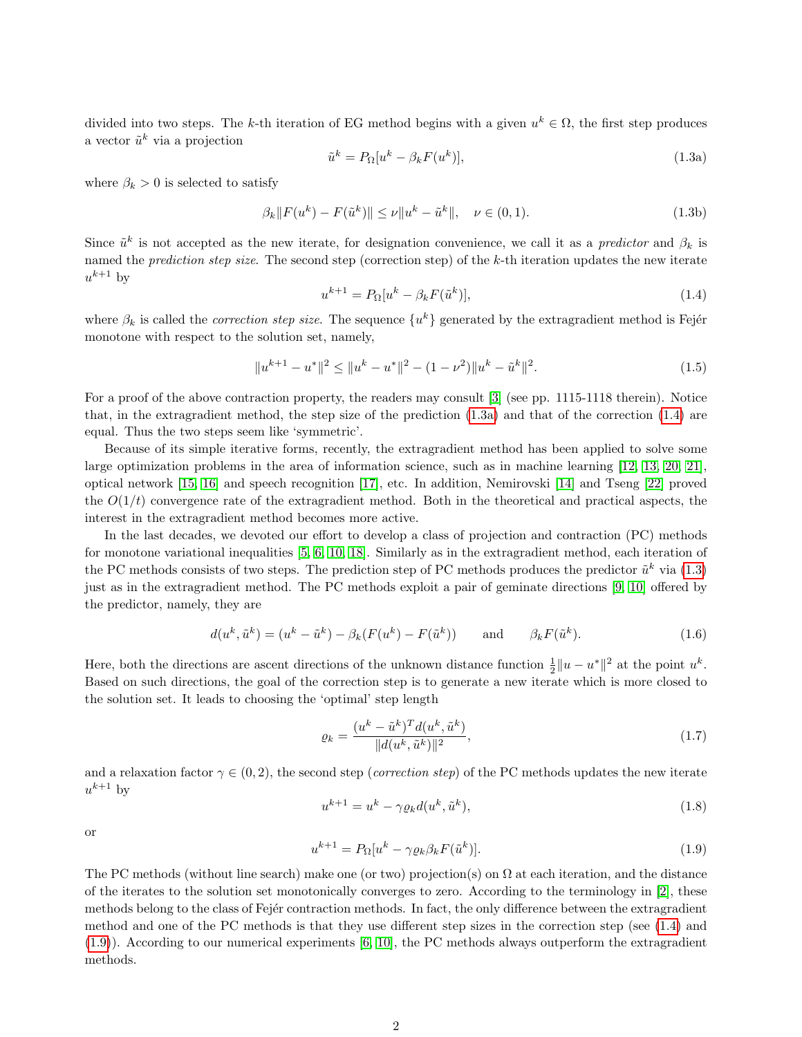divided into two steps. The $k$-th iteration of EG method begins with a given $u^k \in \Omega$, the first step produces a vector $\tilde{u}^k$ via a projection

$$\tilde{u}^k = P_\Omega[u^k - \beta_k F(u^k)], \tag{1.3a}$$

where $\beta_k > 0$ is selected to satisfy

$$\beta_k \|F(u^k) - F(\tilde{u}^k)\| \le \nu \|u^k - \tilde{u}^k\|, \quad \nu \in (0,1). \tag{1.3b}$$

Since $\tilde{u}^k$ is not accepted as the new iterate, for designation convenience, we call it as a *predictor* and $\beta_k$ is named the *prediction step size*. The second step (correction step) of the $k$-th iteration updates the new iterate $u^{k+1}$ by

$$u^{k+1} = P_\Omega[u^k - \beta_k F(\tilde{u}^k)], \tag{1.4}$$

where $\beta_k$ is called the *correction step size*. The sequence $\{u^k\}$ generated by the extragradient method is Fejér monotone with respect to the solution set, namely,

$$\|u^{k+1} - u^*\|^2 \le \|u^k - u^*\|^2 - (1-\nu^2)\|u^k - \tilde{u}^k\|^2. \tag{1.5}$$

For a proof of the above contraction property, the readers may consult [3] (see pp. 1115-1118 therein). Notice that, in the extragradient method, the step size of the prediction (1.3a) and that of the correction (1.4) are equal. Thus the two steps seem like 'symmetric'.

Because of its simple iterative forms, recently, the extragradient method has been applied to solve some large optimization problems in the area of information science, such as in machine learning [12, 13, 20, 21], optical network [15, 16] and speech recognition [17], etc. In addition, Nemirovski [14] and Tseng [22] proved the $O(1/t)$ convergence rate of the extragradient method. Both in the theoretical and practical aspects, the interest in the extragradient method becomes more active.

In the last decades, we devoted our effort to develop a class of projection and contraction (PC) methods for monotone variational inequalities [5, 6, 10, 18]. Similarly as in the extragradient method, each iteration of the PC methods consists of two steps. The prediction step of PC methods produces the predictor $\tilde{u}^k$ via (1.3) just as in the extragradient method. The PC methods exploit a pair of geminate directions [9, 10] offered by the predictor, namely, they are

$$d(u^k, \tilde{u}^k) = (u^k - \tilde{u}^k) - \beta_k (F(u^k) - F(\tilde{u}^k)) \qquad \text{and} \qquad \beta_k F(\tilde{u}^k). \tag{1.6}$$

Here, both the directions are ascent directions of the unknown distance function $\frac{1}{2}\|u - u^*\|^2$ at the point $u^k$. Based on such directions, the goal of the correction step is to generate a new iterate which is more closed to the solution set. It leads to choosing the 'optimal' step length

$$\varrho_k = \frac{(u^k - \tilde{u}^k)^T d(u^k, \tilde{u}^k)}{\|d(u^k, \tilde{u}^k)\|^2}, \tag{1.7}$$

and a relaxation factor $\gamma \in (0,2)$, the second step (*correction step*) of the PC methods updates the new iterate $u^{k+1}$ by

$$u^{k+1} = u^k - \gamma \varrho_k d(u^k, \tilde{u}^k), \tag{1.8}$$

or

$$u^{k+1} = P_\Omega[u^k - \gamma \varrho_k \beta_k F(\tilde{u}^k)]. \tag{1.9}$$

The PC methods (without line search) make one (or two) projection(s) on $\Omega$ at each iteration, and the distance of the iterates to the solution set monotonically converges to zero. According to the terminology in [2], these methods belong to the class of Fejér contraction methods. In fact, the only difference between the extragradient method and one of the PC methods is that they use different step sizes in the correction step (see (1.4) and (1.9)). According to our numerical experiments [6, 10], the PC methods always outperform the extragradient methods.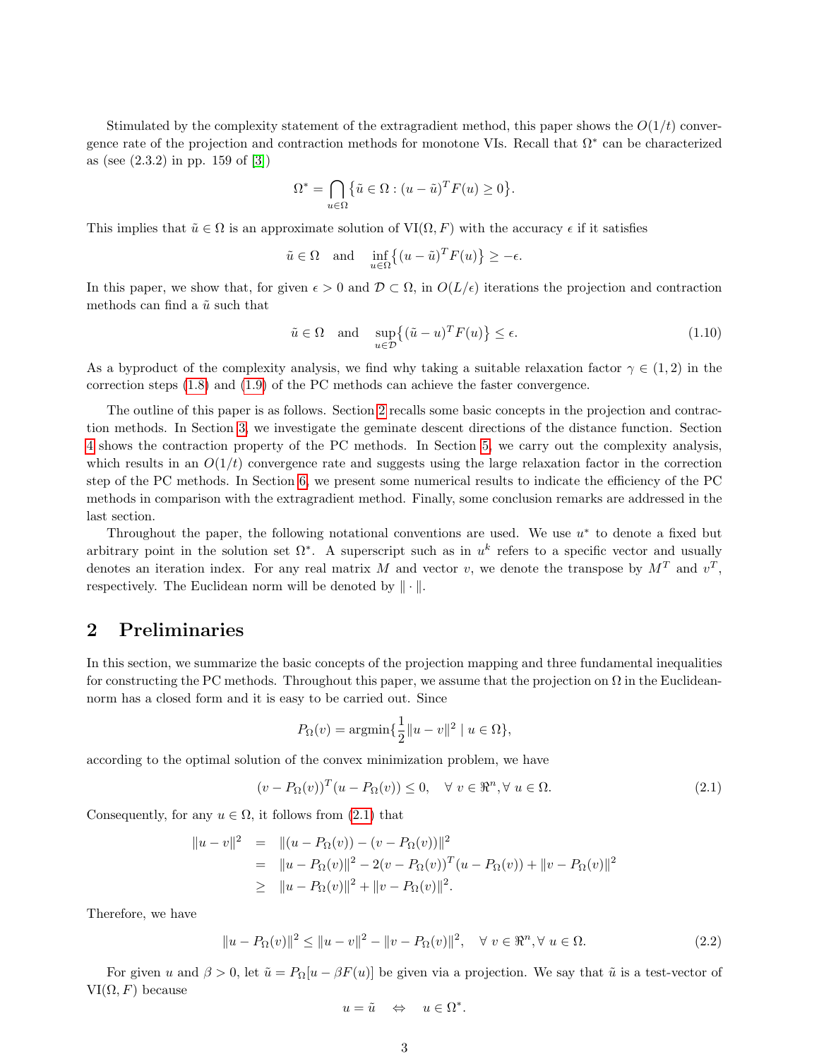Stimulated by the complexity statement of the extragradient method, this paper shows the $O(1/t)$ convergence rate of the projection and contraction methods for monotone VIs. Recall that $\Omega^*$ can be characterized as (see (2.3.2) in pp. 159 of [3])

$$\Omega^* = \bigcap_{u\in\Omega}\big\{\tilde{u}\in\Omega : (u-\tilde{u})^T F(u) \ge 0\big\}.$$

This implies that $\tilde{u}\in\Omega$ is an approximate solution of VI$(\Omega, F)$ with the accuracy $\epsilon$ if it satisfies

$$\tilde{u}\in\Omega \quad \text{and} \quad \inf_{u\in\Omega}\big\{(u-\tilde{u})^T F(u)\big\} \ge -\epsilon.$$

In this paper, we show that, for given $\epsilon > 0$ and $\mathcal{D}\subset\Omega$, in $O(L/\epsilon)$ iterations the projection and contraction methods can find a $\tilde{u}$ such that

$$\tilde{u}\in\Omega \quad \text{and} \quad \sup_{u\in\mathcal{D}}\big\{(\tilde{u}-u)^T F(u)\big\} \le \epsilon. \tag{1.10}$$

As a byproduct of the complexity analysis, we find why taking a suitable relaxation factor $\gamma\in(1,2)$ in the correction steps (1.8) and (1.9) of the PC methods can achieve the faster convergence.

The outline of this paper is as follows. Section 2 recalls some basic concepts in the projection and contraction methods. In Section 3, we investigate the geminate descent directions of the distance function. Section 4 shows the contraction property of the PC methods. In Section 5, we carry out the complexity analysis, which results in an $O(1/t)$ convergence rate and suggests using the large relaxation factor in the correction step of the PC methods. In Section 6, we present some numerical results to indicate the efficiency of the PC methods in comparison with the extragradient method. Finally, some conclusion remarks are addressed in the last section.

Throughout the paper, the following notational conventions are used. We use $u^*$ to denote a fixed but arbitrary point in the solution set $\Omega^*$. A superscript such as in $u^k$ refers to a specific vector and usually denotes an iteration index. For any real matrix $M$ and vector $v$, we denote the transpose by $M^T$ and $v^T$, respectively. The Euclidean norm will be denoted by $\|\cdot\|$.

## 2 Preliminaries

In this section, we summarize the basic concepts of the projection mapping and three fundamental inequalities for constructing the PC methods. Throughout this paper, we assume that the projection on $\Omega$ in the Euclidean-norm has a closed form and it is easy to be carried out. Since

$$P_\Omega(v) = \text{argmin}\{\frac{1}{2}\|u-v\|^2 \mid u\in\Omega\},$$

according to the optimal solution of the convex minimization problem, we have

$$(v-P_\Omega(v))^T(u-P_\Omega(v)) \le 0, \quad \forall\, v\in\Re^n, \forall\, u\in\Omega. \tag{2.1}$$

Consequently, for any $u\in\Omega$, it follows from (2.1) that

$$\begin{aligned}
\|u-v\|^2 &= \|(u-P_\Omega(v)) - (v-P_\Omega(v))\|^2\\
&= \|u-P_\Omega(v)\|^2 - 2(v-P_\Omega(v))^T(u-P_\Omega(v)) + \|v-P_\Omega(v)\|^2\\
&\ge \|u-P_\Omega(v)\|^2 + \|v-P_\Omega(v)\|^2.
\end{aligned}$$

Therefore, we have

$$\|u-P_\Omega(v)\|^2 \le \|u-v\|^2 - \|v-P_\Omega(v)\|^2, \quad \forall\, v\in\Re^n, \forall\, u\in\Omega. \tag{2.2}$$

For given $u$ and $\beta > 0$, let $\tilde{u} = P_\Omega[u-\beta F(u)]$ be given via a projection. We say that $\tilde{u}$ is a test-vector of VI$(\Omega, F)$ because

$$u = \tilde{u} \quad \Leftrightarrow \quad u\in\Omega^*.$$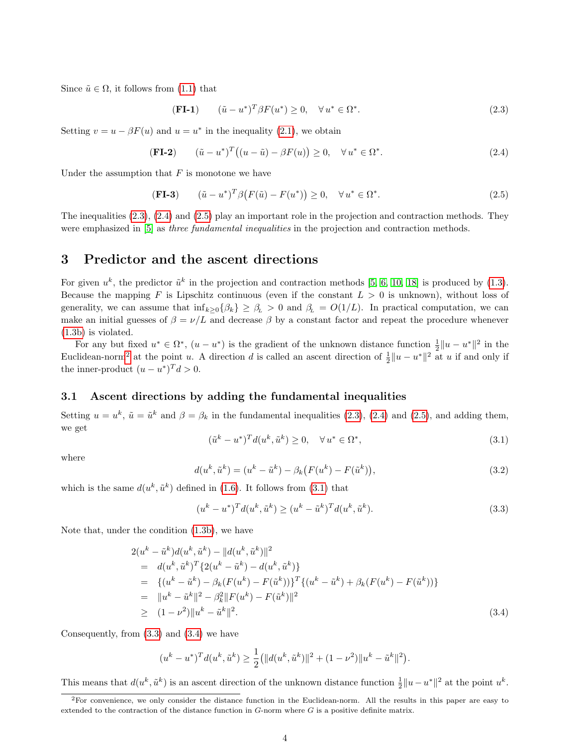Since $\tilde{u} \in \Omega$, it follows from (1.1) that

$$(\textbf{FI-1}) \qquad (\tilde{u} - u^*)^T \beta F(u^*) \geq 0, \quad \forall\, u^* \in \Omega^*. \tag{2.3}$$

Setting $v = u - \beta F(u)$ and $u = u^*$ in the inequality (2.1), we obtain

$$(\textbf{FI-2}) \qquad (\tilde{u} - u^*)^T \big((u - \tilde{u}) - \beta F(u)\big) \geq 0, \quad \forall\, u^* \in \Omega^*. \tag{2.4}$$

Under the assumption that $F$ is monotone we have

$$(\textbf{FI-3}) \qquad (\tilde{u} - u^*)^T \beta \big(F(\tilde{u}) - F(u^*)\big) \geq 0, \quad \forall\, u^* \in \Omega^*. \tag{2.5}$$

The inequalities (2.3), (2.4) and (2.5) play an important role in the projection and contraction methods. They were emphasized in [5] as *three fundamental inequalities* in the projection and contraction methods.

## 3 Predictor and the ascent directions

For given $u^k$, the predictor $\tilde{u}^k$ in the projection and contraction methods [5, 6, 10, 18] is produced by (1.3). Because the mapping $F$ is Lipschitz continuous (even if the constant $L > 0$ is unknown), without loss of generality, we can assume that $\inf_{k \geq 0}\{\beta_k\} \geq \beta_{_L} > 0$ and $\beta_{_L} = O(1/L)$. In practical computation, we can make an initial guesses of $\beta = \nu/L$ and decrease $\beta$ by a constant factor and repeat the procedure whenever (1.3b) is violated.

For any but fixed $u^* \in \Omega^*$, $(u - u^*)$ is the gradient of the unknown distance function $\frac{1}{2}\|u - u^*\|^2$ in the Euclidean-norm[2] at the point $u$. A direction $d$ is called an ascent direction of $\frac{1}{2}\|u - u^*\|^2$ at $u$ if and only if the inner-product $(u - u^*)^T d > 0$.

### 3.1 Ascent directions by adding the fundamental inequalities

Setting $u = u^k$, $\tilde{u} = \tilde{u}^k$ and $\beta = \beta_k$ in the fundamental inequalities (2.3), (2.4) and (2.5), and adding them, we get

$$(\tilde{u}^k - u^*)^T d(u^k, \tilde{u}^k) \geq 0, \quad \forall\, u^* \in \Omega^*, \tag{3.1}$$

where

$$d(u^k, \tilde{u}^k) = (u^k - \tilde{u}^k) - \beta_k\big(F(u^k) - F(\tilde{u}^k)\big), \tag{3.2}$$

which is the same $d(u^k, \tilde{u}^k)$ defined in (1.6). It follows from (3.1) that

$$(u^k - u^*)^T d(u^k, \tilde{u}^k) \geq (u^k - \tilde{u}^k)^T d(u^k, \tilde{u}^k). \tag{3.3}$$

Note that, under the condition (1.3b), we have

$$\begin{aligned}
&2(u^k - \tilde{u}^k) d(u^k, \tilde{u}^k) - \|d(u^k, \tilde{u}^k)\|^2 \\
&\quad= \; d(u^k, \tilde{u}^k)^T \{2(u^k - \tilde{u}^k) - d(u^k, \tilde{u}^k)\} \\
&\quad= \; \{(u^k - \tilde{u}^k) - \beta_k(F(u^k) - F(\tilde{u}^k))\}^T \{(u^k - \tilde{u}^k) + \beta_k(F(u^k) - F(\tilde{u}^k))\} \\
&\quad= \; \|u^k - \tilde{u}^k\|^2 - \beta_k^2 \|F(u^k) - F(\tilde{u}^k)\|^2 \\
&\quad\geq \; (1 - \nu^2)\|u^k - \tilde{u}^k\|^2.
\end{aligned} \tag{3.4}$$

Consequently, from (3.3) and (3.4) we have

$$(u^k - u^*)^T d(u^k, \tilde{u}^k) \geq \frac{1}{2}\big(\|d(u^k, \tilde{u}^k)\|^2 + (1 - \nu^2)\|u^k - \tilde{u}^k\|^2\big).$$

This means that $d(u^k, \tilde{u}^k)$ is an ascent direction of the unknown distance function $\frac{1}{2}\|u - u^*\|^2$ at the point $u^k$.

---

[2] For convenience, we only consider the distance function in the Euclidean-norm. All the results in this paper are easy to extended to the contraction of the distance function in $G$-norm where $G$ is a positive definite matrix.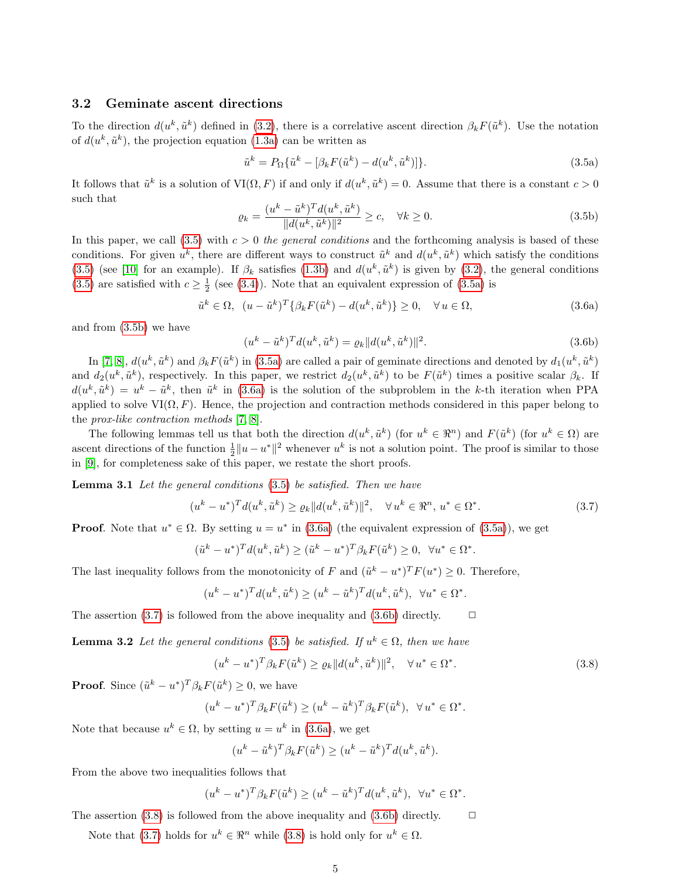### 3.2 Geminate ascent directions

To the direction $d(u^k, \tilde{u}^k)$ defined in (3.2), there is a correlative ascent direction $\beta_k F(\tilde{u}^k)$. Use the notation of $d(u^k, \tilde{u}^k)$, the projection equation (1.3a) can be written as

$$\tilde{u}^k = P_\Omega\{\tilde{u}^k - [\beta_k F(\tilde{u}^k) - d(u^k, \tilde{u}^k)]\}. \tag{3.5a}$$

It follows that $\tilde{u}^k$ is a solution of VI$(\Omega, F)$ if and only if $d(u^k, \tilde{u}^k) = 0$. Assume that there is a constant $c > 0$ such that

$$\varrho_k = \frac{(u^k - \tilde{u}^k)^T d(u^k, \tilde{u}^k)}{\|d(u^k, \tilde{u}^k)\|^2} \geq c, \quad \forall k \geq 0. \tag{3.5b}$$

In this paper, we call (3.5) with $c > 0$ *the general conditions* and the forthcoming analysis is based of these conditions. For given $u^k$, there are different ways to construct $\tilde{u}^k$ and $d(u^k, \tilde{u}^k)$ which satisfy the conditions (3.5) (see [10] for an example). If $\beta_k$ satisfies (1.3b) and $d(u^k, \tilde{u}^k)$ is given by (3.2), the general conditions (3.5) are satisfied with $c \geq \frac{1}{2}$ (see (3.4)). Note that an equivalent expression of (3.5a) is

$$\tilde{u}^k \in \Omega, \ \ (u - \tilde{u}^k)^T\{\beta_k F(\tilde{u}^k) - d(u^k, \tilde{u}^k)\} \geq 0, \quad \forall\, u \in \Omega, \tag{3.6a}$$

and from (3.5b) we have

$$(u^k - \tilde{u}^k)^T d(u^k, \tilde{u}^k) = \varrho_k \|d(u^k, \tilde{u}^k)\|^2. \tag{3.6b}$$

In [7, 8], $d(u^k, \tilde{u}^k)$ and $\beta_k F(\tilde{u}^k)$ in (3.5a) are called a pair of geminate directions and denoted by $d_1(u^k, \tilde{u}^k)$ and $d_2(u^k, \tilde{u}^k)$, respectively. In this paper, we restrict $d_2(u^k, \tilde{u}^k)$ to be $F(\tilde{u}^k)$ times a positive scalar $\beta_k$. If $d(u^k, \tilde{u}^k) = u^k - \tilde{u}^k$, then $\tilde{u}^k$ in (3.6a) is the solution of the subproblem in the $k$-th iteration when PPA applied to solve VI$(\Omega, F)$. Hence, the projection and contraction methods considered in this paper belong to the *prox-like contraction methods* [7, 8].

The following lemmas tell us that both the direction $d(u^k, \tilde{u}^k)$ (for $u^k \in \Re^n$) and $F(\tilde{u}^k)$ (for $u^k \in \Omega$) are ascent directions of the function $\frac{1}{2}\|u - u^*\|^2$ whenever $u^k$ is not a solution point. The proof is similar to those in [9], for completeness sake of this paper, we restate the short proofs.

**Lemma 3.1** *Let the general conditions* (3.5) *be satisfied. Then we have*

$$(u^k - u^*)^T d(u^k, \tilde{u}^k) \geq \varrho_k \|d(u^k, \tilde{u}^k)\|^2, \quad \forall\, u^k \in \Re^n,\ u^* \in \Omega^*. \tag{3.7}$$

**Proof**. Note that $u^* \in \Omega$. By setting $u = u^*$ in (3.6a) (the equivalent expression of (3.5a)), we get

$$(\tilde{u}^k - u^*)^T d(u^k, \tilde{u}^k) \geq (\tilde{u}^k - u^*)^T \beta_k F(\tilde{u}^k) \geq 0, \ \ \forall u^* \in \Omega^*.$$

The last inequality follows from the monotonicity of $F$ and $(\tilde{u}^k - u^*)^T F(u^*) \geq 0$. Therefore,

$$(u^k - u^*)^T d(u^k, \tilde{u}^k) \geq (u^k - \tilde{u}^k)^T d(u^k, \tilde{u}^k), \ \ \forall u^* \in \Omega^*.$$

The assertion (3.7) is followed from the above inequality and (3.6b) directly. □

**Lemma 3.2** *Let the general conditions* (3.5) *be satisfied. If* $u^k \in \Omega$, *then we have*

$$(u^k - u^*)^T \beta_k F(\tilde{u}^k) \geq \varrho_k \|d(u^k, \tilde{u}^k)\|^2, \quad \forall\, u^* \in \Omega^*. \tag{3.8}$$

**Proof**. Since $(\tilde{u}^k - u^*)^T \beta_k F(\tilde{u}^k) \geq 0$, we have

$$(u^k - u^*)^T \beta_k F(\tilde{u}^k) \geq (u^k - \tilde{u}^k)^T \beta_k F(\tilde{u}^k), \ \ \forall u^* \in \Omega^*.$$

Note that because $u^k \in \Omega$, by setting $u = u^k$ in (3.6a), we get

$$(u^k - \tilde{u}^k)^T \beta_k F(\tilde{u}^k) \geq (u^k - \tilde{u}^k)^T d(u^k, \tilde{u}^k).$$

From the above two inequalities follows that

$$(u^k - u^*)^T \beta_k F(\tilde{u}^k) \geq (u^k - \tilde{u}^k)^T d(u^k, \tilde{u}^k), \ \ \forall u^* \in \Omega^*.$$

The assertion (3.8) is followed from the above inequality and (3.6b) directly. □

Note that (3.7) holds for $u^k \in \Re^n$ while (3.8) is hold only for $u^k \in \Omega$.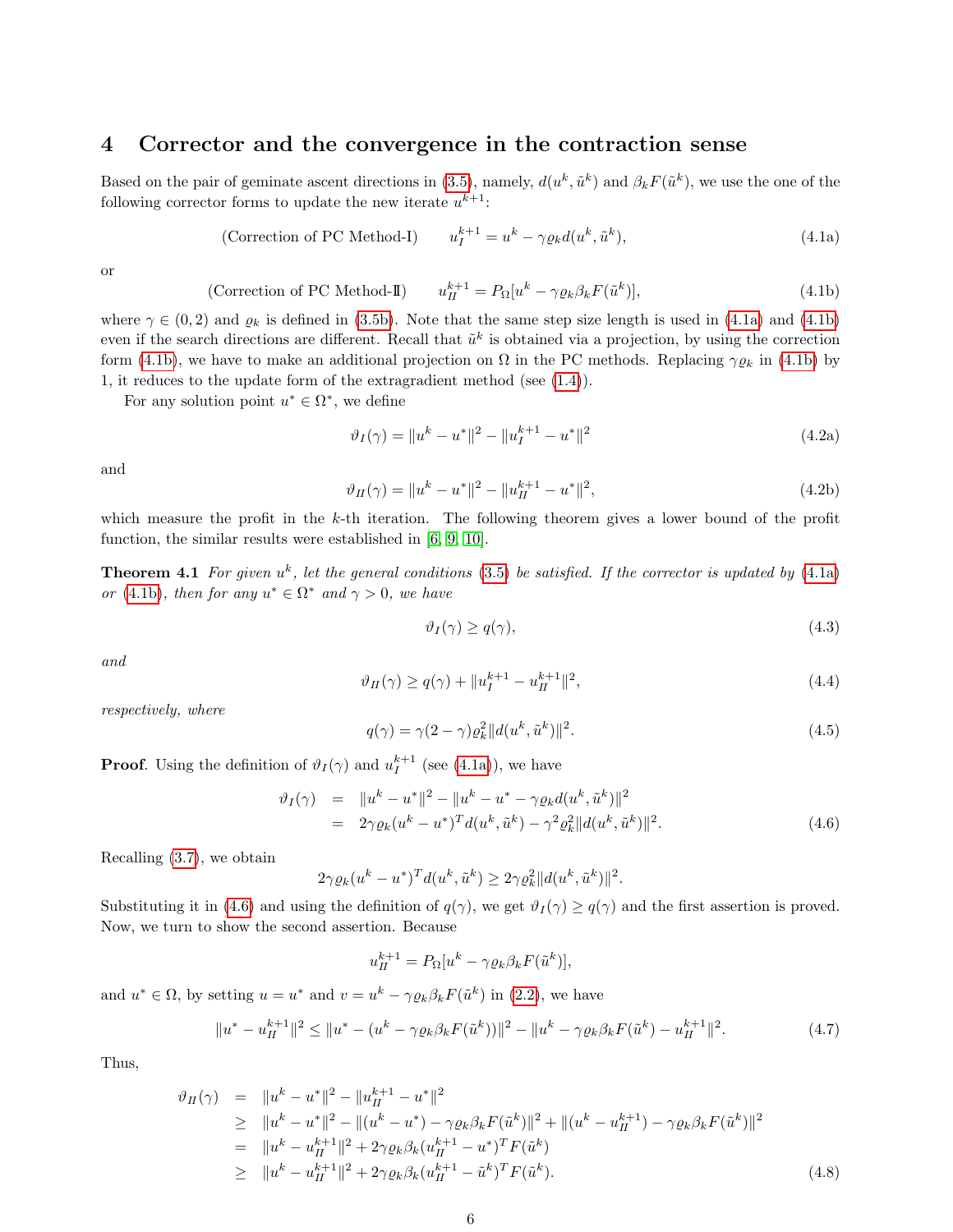## 4 Corrector and the convergence in the contraction sense

Based on the pair of geminate ascent directions in (3.5), namely, $d(u^k, \tilde{u}^k)$ and $\beta_k F(\tilde{u}^k)$, we use the one of the following corrector forms to update the new iterate $u^{k+1}$:

$$\text{(Correction of PC Method-I)} \qquad u_I^{k+1} = u^k - \gamma \varrho_k d(u^k, \tilde{u}^k), \tag{4.1a}$$

or

$$\text{(Correction of PC Method-II)} \qquad u_{II}^{k+1} = P_\Omega[u^k - \gamma \varrho_k \beta_k F(\tilde{u}^k)], \tag{4.1b}$$

where $\gamma \in (0, 2)$ and $\varrho_k$ is defined in (3.5b). Note that the same step size length is used in (4.1a) and (4.1b) even if the search directions are different. Recall that $\tilde{u}^k$ is obtained via a projection, by using the correction form (4.1b), we have to make an additional projection on $\Omega$ in the PC methods. Replacing $\gamma\varrho_k$ in (4.1b) by 1, it reduces to the update form of the extragradient method (see (1.4)).

For any solution point $u^* \in \Omega^*$, we define

$$\vartheta_I(\gamma) = \|u^k - u^*\|^2 - \|u_I^{k+1} - u^*\|^2 \tag{4.2a}$$

and

$$\vartheta_{II}(\gamma) = \|u^k - u^*\|^2 - \|u_{II}^{k+1} - u^*\|^2, \tag{4.2b}$$

which measure the profit in the $k$-th iteration. The following theorem gives a lower bound of the profit function, the similar results were established in [6, 9, 10].

**Theorem 4.1** *For given $u^k$, let the general conditions (3.5) be satisfied. If the corrector is updated by (4.1a) or (4.1b), then for any $u^* \in \Omega^*$ and $\gamma > 0$, we have*

$$\vartheta_I(\gamma) \geq q(\gamma), \tag{4.3}$$

*and*

$$\vartheta_{II}(\gamma) \geq q(\gamma) + \|u_I^{k+1} - u_{II}^{k+1}\|^2, \tag{4.4}$$

*respectively, where*

$$q(\gamma) = \gamma(2 - \gamma)\varrho_k^2 \|d(u^k, \tilde{u}^k)\|^2. \tag{4.5}$$

**Proof**. Using the definition of $\vartheta_I(\gamma)$ and $u_I^{k+1}$ (see (4.1a)), we have

$$\begin{aligned}
\vartheta_I(\gamma) &= \|u^k - u^*\|^2 - \|u^k - u^* - \gamma\varrho_k d(u^k, \tilde{u}^k)\|^2 \\
&= 2\gamma\varrho_k (u^k - u^*)^T d(u^k, \tilde{u}^k) - \gamma^2 \varrho_k^2 \|d(u^k, \tilde{u}^k)\|^2.
\end{aligned} \tag{4.6}$$

Recalling (3.7), we obtain

$$2\gamma\varrho_k (u^k - u^*)^T d(u^k, \tilde{u}^k) \geq 2\gamma\varrho_k^2 \|d(u^k, \tilde{u}^k)\|^2.$$

Substituting it in (4.6) and using the definition of $q(\gamma)$, we get $\vartheta_I(\gamma) \geq q(\gamma)$ and the first assertion is proved. Now, we turn to show the second assertion. Because

$$u_{II}^{k+1} = P_\Omega[u^k - \gamma\varrho_k\beta_k F(\tilde{u}^k)],$$

and $u^* \in \Omega$, by setting $u = u^*$ and $v = u^k - \gamma\varrho_k\beta_k F(\tilde{u}^k)$ in (2.2), we have

$$\|u^* - u_{II}^{k+1}\|^2 \leq \|u^* - (u^k - \gamma\varrho_k\beta_k F(\tilde{u}^k))\|^2 - \|u^k - \gamma\varrho_k\beta_k F(\tilde{u}^k) - u_{II}^{k+1}\|^2. \tag{4.7}$$

Thus,

$$\begin{aligned}
\vartheta_{II}(\gamma) &= \|u^k - u^*\|^2 - \|u_{II}^{k+1} - u^*\|^2 \\
&\geq \|u^k - u^*\|^2 - \|(u^k - u^*) - \gamma\varrho_k\beta_k F(\tilde{u}^k)\|^2 + \|(u^k - u_{II}^{k+1}) - \gamma\varrho_k\beta_k F(\tilde{u}^k)\|^2 \\
&= \|u^k - u_{II}^{k+1}\|^2 + 2\gamma\varrho_k\beta_k (u_{II}^{k+1} - u^*)^T F(\tilde{u}^k) \\
&\geq \|u^k - u_{II}^{k+1}\|^2 + 2\gamma\varrho_k\beta_k (u_{II}^{k+1} - \tilde{u}^k)^T F(\tilde{u}^k).
\end{aligned} \tag{4.8}$$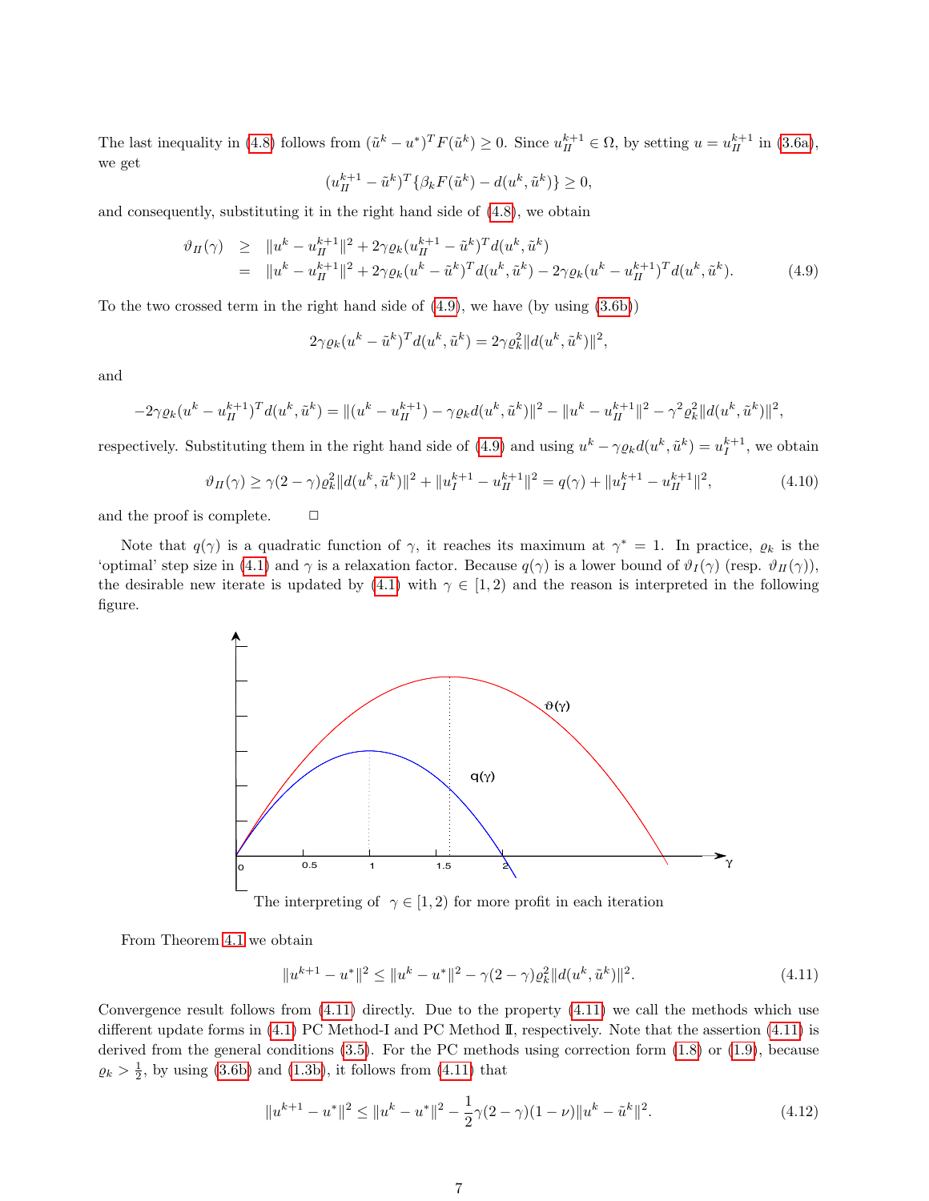The last inequality in (4.8) follows from $(\tilde{u}^k - u^*)^T F(\tilde{u}^k) \geq 0$. Since $u_{II}^{k+1} \in \Omega$, by setting $u = u_{II}^{k+1}$ in (3.6a), we get

$$(u_{II}^{k+1} - \tilde{u}^k)^T \{\beta_k F(\tilde{u}^k) - d(u^k, \tilde{u}^k)\} \geq 0,$$

and consequently, substituting it in the right hand side of (4.8), we obtain

$$\begin{aligned}
\vartheta_{II}(\gamma) &\geq \|u^k - u_{II}^{k+1}\|^2 + 2\gamma\varrho_k (u_{II}^{k+1} - \tilde{u}^k)^T d(u^k, \tilde{u}^k) \\
&= \|u^k - u_{II}^{k+1}\|^2 + 2\gamma\varrho_k (u^k - \tilde{u}^k)^T d(u^k, \tilde{u}^k) - 2\gamma\varrho_k (u^k - u_{II}^{k+1})^T d(u^k, \tilde{u}^k).
\end{aligned} \tag{4.9}$$

To the two crossed term in the right hand side of (4.9), we have (by using (3.6b))

$$2\gamma\varrho_k (u^k - \tilde{u}^k)^T d(u^k, \tilde{u}^k) = 2\gamma\varrho_k^2 \|d(u^k, \tilde{u}^k)\|^2,$$

and

$$-2\gamma\varrho_k (u^k - u_{II}^{k+1})^T d(u^k, \tilde{u}^k) = \|(u^k - u_{II}^{k+1}) - \gamma\varrho_k d(u^k, \tilde{u}^k)\|^2 - \|u^k - u_{II}^{k+1}\|^2 - \gamma^2\varrho_k^2 \|d(u^k, \tilde{u}^k)\|^2,$$

respectively. Substituting them in the right hand side of (4.9) and using $u^k - \gamma\varrho_k d(u^k, \tilde{u}^k) = u_I^{k+1}$, we obtain

$$\vartheta_{II}(\gamma) \geq \gamma(2-\gamma)\varrho_k^2 \|d(u^k, \tilde{u}^k)\|^2 + \|u_I^{k+1} - u_{II}^{k+1}\|^2 = q(\gamma) + \|u_I^{k+1} - u_{II}^{k+1}\|^2, \tag{4.10}$$

and the proof is complete. □

Note that $q(\gamma)$ is a quadratic function of $\gamma$, it reaches its maximum at $\gamma^* = 1$. In practice, $\varrho_k$ is the 'optimal' step size in (4.1) and $\gamma$ is a relaxation factor. Because $q(\gamma)$ is a lower bound of $\vartheta_I(\gamma)$ (resp. $\vartheta_{II}(\gamma)$), the desirable new iterate is updated by (4.1) with $\gamma \in [1, 2)$ and the reason is interpreted in the following figure.

The interpreting of $\gamma \in [1, 2)$ for more profit in each iteration

From Theorem 4.1 we obtain

$$\|u^{k+1} - u^*\|^2 \leq \|u^k - u^*\|^2 - \gamma(2-\gamma)\varrho_k^2 \|d(u^k, \tilde{u}^k)\|^2. \tag{4.11}$$

Convergence result follows from (4.11) directly. Due to the property (4.11) we call the methods which use different update forms in (4.1) PC Method-I and PC Method II, respectively. Note that the assertion (4.11) is derived from the general conditions (3.5). For the PC methods using correction form (1.8) or (1.9), because $\varrho_k > \frac{1}{2}$, by using (3.6b) and (1.3b), it follows from (4.11) that

$$\|u^{k+1} - u^*\|^2 \leq \|u^k - u^*\|^2 - \frac{1}{2}\gamma(2-\gamma)(1-\nu)\|u^k - \tilde{u}^k\|^2. \tag{4.12}$$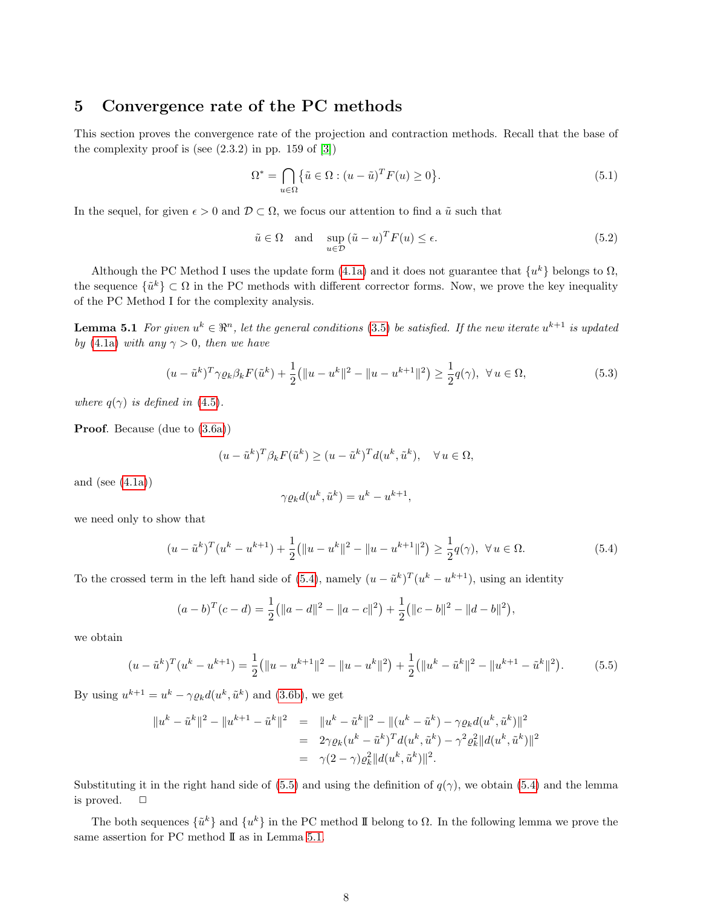## 5 Convergence rate of the PC methods

This section proves the convergence rate of the projection and contraction methods. Recall that the base of the complexity proof is (see (2.3.2) in pp. 159 of [3])

$$\Omega^* = \bigcap_{u\in\Omega} \{\tilde{u} \in \Omega : (u - \tilde{u})^T F(u) \geq 0\}. \tag{5.1}$$

In the sequel, for given $\epsilon > 0$ and $\mathcal{D} \subset \Omega$, we focus our attention to find a $\tilde{u}$ such that

$$\tilde{u} \in \Omega \quad \text{and} \quad \sup_{u\in\mathcal{D}} (\tilde{u} - u)^T F(u) \leq \epsilon. \tag{5.2}$$

Although the PC Method I uses the update form (4.1a) and it does not guarantee that $\{u^k\}$ belongs to $\Omega$, the sequence $\{\tilde{u}^k\} \subset \Omega$ in the PC methods with different corrector forms. Now, we prove the key inequality of the PC Method I for the complexity analysis.

**Lemma 5.1** *For given $u^k \in \Re^n$, let the general conditions (3.5) be satisfied. If the new iterate $u^{k+1}$ is updated by (4.1a) with any $\gamma > 0$, then we have*

$$(u - \tilde{u}^k)^T \gamma \varrho_k \beta_k F(\tilde{u}^k) + \frac{1}{2}\big(\|u - u^k\|^2 - \|u - u^{k+1}\|^2\big) \geq \frac{1}{2} q(\gamma), \ \ \forall\, u \in \Omega, \tag{5.3}$$

*where $q(\gamma)$ is defined in (4.5).*

**Proof**. Because (due to (3.6a))

$$(u - \tilde{u}^k)^T \beta_k F(\tilde{u}^k) \geq (u - \tilde{u}^k)^T d(u^k, \tilde{u}^k), \quad \forall\, u \in \Omega,$$

and (see (4.1a))

$$\gamma \varrho_k d(u^k, \tilde{u}^k) = u^k - u^{k+1},$$

we need only to show that

$$(u - \tilde{u}^k)^T (u^k - u^{k+1}) + \frac{1}{2}\big(\|u - u^k\|^2 - \|u - u^{k+1}\|^2\big) \geq \frac{1}{2} q(\gamma), \ \ \forall\, u \in \Omega. \tag{5.4}$$

To the crossed term in the left hand side of (5.4), namely $(u - \tilde{u}^k)^T (u^k - u^{k+1})$, using an identity

$$(a - b)^T (c - d) = \frac{1}{2}\big(\|a - d\|^2 - \|a - c\|^2\big) + \frac{1}{2}\big(\|c - b\|^2 - \|d - b\|^2\big),$$

we obtain

$$(u - \tilde{u}^k)^T (u^k - u^{k+1}) = \frac{1}{2}\big(\|u - u^{k+1}\|^2 - \|u - u^k\|^2\big) + \frac{1}{2}\big(\|u^k - \tilde{u}^k\|^2 - \|u^{k+1} - \tilde{u}^k\|^2\big). \tag{5.5}$$

By using $u^{k+1} = u^k - \gamma \varrho_k d(u^k, \tilde{u}^k)$ and (3.6b), we get

$$\begin{aligned}
\|u^k - \tilde{u}^k\|^2 - \|u^{k+1} - \tilde{u}^k\|^2 &= \|u^k - \tilde{u}^k\|^2 - \|(u^k - \tilde{u}^k) - \gamma \varrho_k d(u^k, \tilde{u}^k)\|^2 \\
&= 2\gamma \varrho_k (u^k - \tilde{u}^k)^T d(u^k, \tilde{u}^k) - \gamma^2 \varrho_k^2 \|d(u^k, \tilde{u}^k)\|^2 \\
&= \gamma(2 - \gamma) \varrho_k^2 \|d(u^k, \tilde{u}^k)\|^2.
\end{aligned}$$

Substituting it in the right hand side of (5.5) and using the definition of $q(\gamma)$, we obtain (5.4) and the lemma is proved. $\Box$

The both sequences $\{\tilde{u}^k\}$ and $\{u^k\}$ in the PC method II belong to $\Omega$. In the following lemma we prove the same assertion for PC method II as in Lemma 5.1.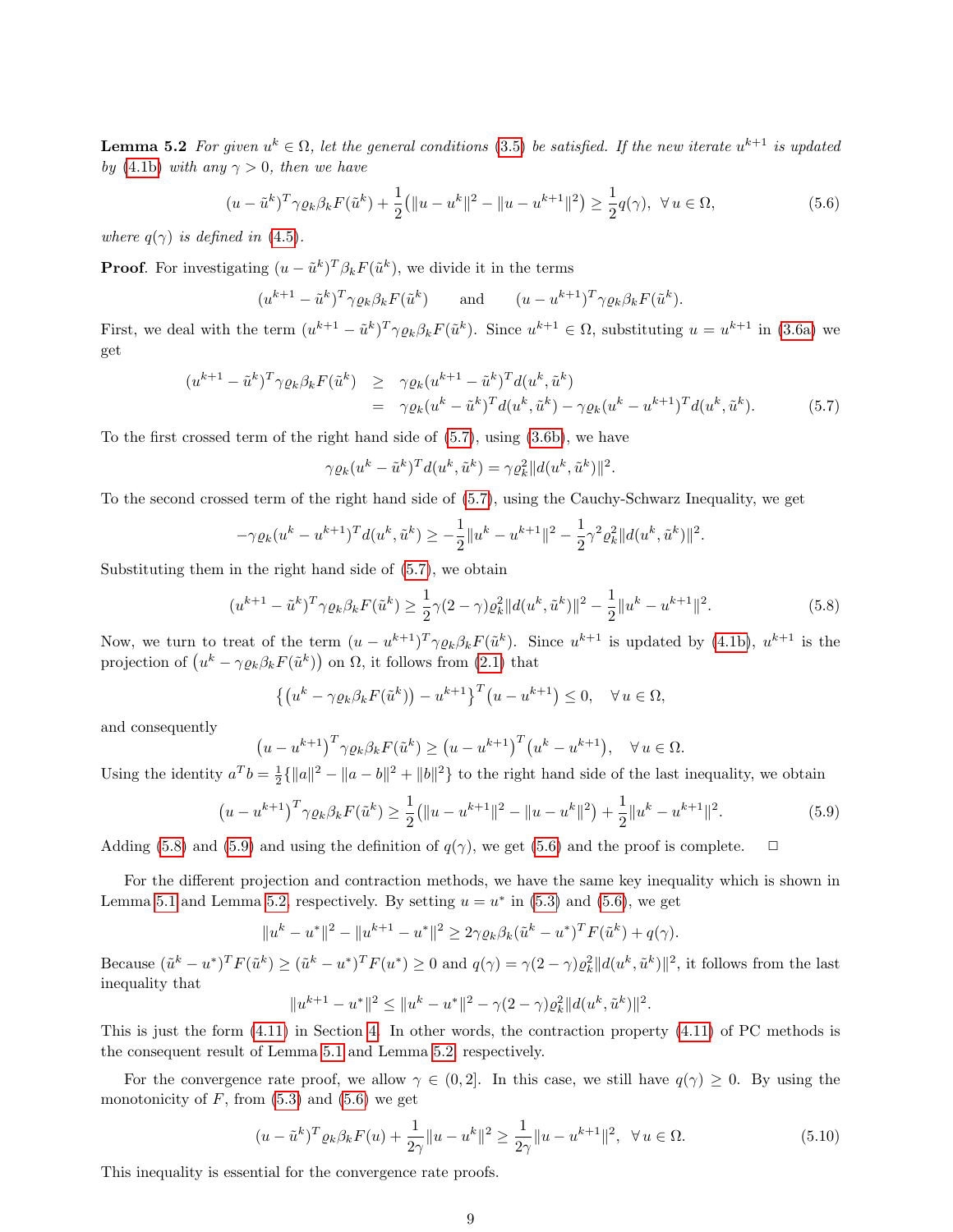**Lemma 5.2** *For given $u^k \in \Omega$, let the general conditions (3.5) be satisfied. If the new iterate $u^{k+1}$ is updated by (4.1b) with any $\gamma > 0$, then we have*

$$(u - \tilde{u}^k)^T \gamma \varrho_k \beta_k F(\tilde{u}^k) + \frac{1}{2}\big(\|u - u^k\|^2 - \|u - u^{k+1}\|^2\big) \geq \frac{1}{2} q(\gamma), \;\; \forall\, u \in \Omega, \tag{5.6}$$

*where $q(\gamma)$ is defined in (4.5).*

**Proof**. For investigating $(u - \tilde{u}^k)^T \beta_k F(\tilde{u}^k)$, we divide it in the terms

$$(u^{k+1} - \tilde{u}^k)^T \gamma \varrho_k \beta_k F(\tilde{u}^k) \qquad \text{and} \qquad (u - u^{k+1})^T \gamma \varrho_k \beta_k F(\tilde{u}^k).$$

First, we deal with the term $(u^{k+1} - \tilde{u}^k)^T \gamma \varrho_k \beta_k F(\tilde{u}^k)$. Since $u^{k+1} \in \Omega$, substituting $u = u^{k+1}$ in (3.6a) we get

$$\begin{aligned}(u^{k+1} - \tilde{u}^k)^T \gamma \varrho_k \beta_k F(\tilde{u}^k) &\geq \gamma \varrho_k (u^{k+1} - \tilde{u}^k)^T d(u^k, \tilde{u}^k) \\ &= \gamma \varrho_k (u^k - \tilde{u}^k)^T d(u^k, \tilde{u}^k) - \gamma \varrho_k (u^k - u^{k+1})^T d(u^k, \tilde{u}^k).\end{aligned} \tag{5.7}$$

To the first crossed term of the right hand side of (5.7), using (3.6b), we have

$$\gamma \varrho_k (u^k - \tilde{u}^k)^T d(u^k, \tilde{u}^k) = \gamma \varrho_k^2 \|d(u^k, \tilde{u}^k)\|^2.$$

To the second crossed term of the right hand side of (5.7), using the Cauchy-Schwarz Inequality, we get

$$-\gamma \varrho_k (u^k - u^{k+1})^T d(u^k, \tilde{u}^k) \geq -\frac{1}{2}\|u^k - u^{k+1}\|^2 - \frac{1}{2}\gamma^2 \varrho_k^2 \|d(u^k, \tilde{u}^k)\|^2.$$

Substituting them in the right hand side of (5.7), we obtain

$$(u^{k+1} - \tilde{u}^k)^T \gamma \varrho_k \beta_k F(\tilde{u}^k) \geq \frac{1}{2}\gamma(2 - \gamma)\varrho_k^2 \|d(u^k, \tilde{u}^k)\|^2 - \frac{1}{2}\|u^k - u^{k+1}\|^2. \tag{5.8}$$

Now, we turn to treat of the term $(u - u^{k+1})^T \gamma \varrho_k \beta_k F(\tilde{u}^k)$. Since $u^{k+1}$ is updated by (4.1b), $u^{k+1}$ is the projection of $\big(u^k - \gamma \varrho_k \beta_k F(\tilde{u}^k)\big)$ on $\Omega$, it follows from (2.1) that

$$\big\{\big(u^k - \gamma \varrho_k \beta_k F(\tilde{u}^k)\big) - u^{k+1}\big\}^T \big(u - u^{k+1}\big) \leq 0, \quad \forall\, u \in \Omega,$$

and consequently

$$\big(u - u^{k+1}\big)^T \gamma \varrho_k \beta_k F(\tilde{u}^k) \geq \big(u - u^{k+1}\big)^T \big(u^k - u^{k+1}\big), \quad \forall\, u \in \Omega.$$

Using the identity $a^T b = \frac{1}{2}\{\|a\|^2 - \|a - b\|^2 + \|b\|^2\}$ to the right hand side of the last inequality, we obtain

$$\big(u - u^{k+1}\big)^T \gamma \varrho_k \beta_k F(\tilde{u}^k) \geq \frac{1}{2}\big(\|u - u^{k+1}\|^2 - \|u - u^k\|^2\big) + \frac{1}{2}\|u^k - u^{k+1}\|^2. \tag{5.9}$$

Adding (5.8) and (5.9) and using the definition of $q(\gamma)$, we get (5.6) and the proof is complete. $\Box$

For the different projection and contraction methods, we have the same key inequality which is shown in Lemma 5.1 and Lemma 5.2, respectively. By setting $u = u^*$ in (5.3) and (5.6), we get

$$\|u^k - u^*\|^2 - \|u^{k+1} - u^*\|^2 \geq 2\gamma \varrho_k \beta_k (\tilde{u}^k - u^*)^T F(\tilde{u}^k) + q(\gamma).$$

Because $(\tilde{u}^k - u^*)^T F(\tilde{u}^k) \geq (\tilde{u}^k - u^*)^T F(u^*) \geq 0$ and $q(\gamma) = \gamma(2 - \gamma)\varrho_k^2 \|d(u^k, \tilde{u}^k)\|^2$, it follows from the last inequality that

$$\|u^{k+1} - u^*\|^2 \leq \|u^k - u^*\|^2 - \gamma(2 - \gamma)\varrho_k^2 \|d(u^k, \tilde{u}^k)\|^2.$$

This is just the form (4.11) in Section 4. In other words, the contraction property (4.11) of PC methods is the consequent result of Lemma 5.1 and Lemma 5.2, respectively.

For the convergence rate proof, we allow $\gamma \in (0, 2]$. In this case, we still have $q(\gamma) \geq 0$. By using the monotonicity of $F$, from (5.3) and (5.6) we get

$$(u - \tilde{u}^k)^T \varrho_k \beta_k F(u) + \frac{1}{2\gamma}\|u - u^k\|^2 \geq \frac{1}{2\gamma}\|u - u^{k+1}\|^2, \;\; \forall\, u \in \Omega. \tag{5.10}$$

This inequality is essential for the convergence rate proofs.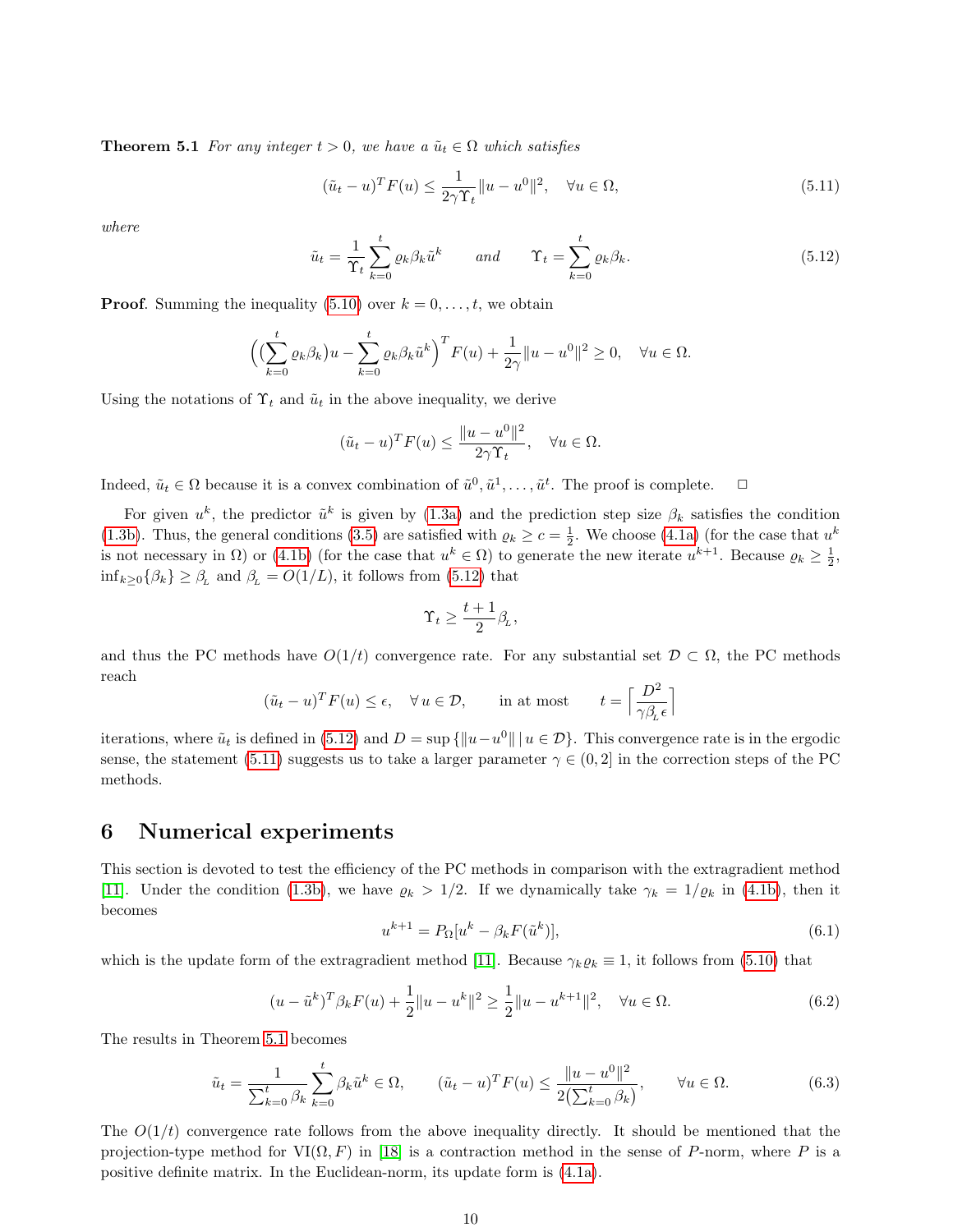**Theorem 5.1** *For any integer $t > 0$, we have a $\tilde{u}_t \in \Omega$ which satisfies*

$$(\tilde{u}_t - u)^T F(u) \le \frac{1}{2\gamma \Upsilon_t} \|u - u^0\|^2, \quad \forall u \in \Omega, \tag{5.11}$$

*where*

$$\tilde{u}_t = \frac{1}{\Upsilon_t} \sum_{k=0}^{t} \varrho_k \beta_k \tilde{u}^k \qquad \text{and} \qquad \Upsilon_t = \sum_{k=0}^{t} \varrho_k \beta_k. \tag{5.12}$$

**Proof**. Summing the inequality (5.10) over $k = 0, \ldots, t$, we obtain

$$\Big( (\sum_{k=0}^{t} \varrho_k \beta_k) u - \sum_{k=0}^{t} \varrho_k \beta_k \tilde{u}^k \Big)^T F(u) + \frac{1}{2\gamma} \|u - u^0\|^2 \ge 0, \quad \forall u \in \Omega.$$

Using the notations of $\Upsilon_t$ and $\tilde{u}_t$ in the above inequality, we derive

$$(\tilde{u}_t - u)^T F(u) \le \frac{\|u - u^0\|^2}{2\gamma \Upsilon_t}, \quad \forall u \in \Omega.$$

Indeed, $\tilde{u}_t \in \Omega$ because it is a convex combination of $\tilde{u}^0, \tilde{u}^1, \ldots, \tilde{u}^t$. The proof is complete. □

For given $u^k$, the predictor $\tilde{u}^k$ is given by (1.3a) and the prediction step size $\beta_k$ satisfies the condition (1.3b). Thus, the general conditions (3.5) are satisfied with $\varrho_k \ge c = \frac{1}{2}$. We choose (4.1a) (for the case that $u^k$ is not necessary in $\Omega$) or (4.1b) (for the case that $u^k \in \Omega$) to generate the new iterate $u^{k+1}$. Because $\varrho_k \ge \frac{1}{2}$, $\inf_{k \ge 0}\{\beta_k\} \ge \beta_{_L}$ and $\beta_{_L} = O(1/L)$, it follows from (5.12) that

$$\Upsilon_t \ge \frac{t+1}{2} \beta_{_L},$$

and thus the PC methods have $O(1/t)$ convergence rate. For any substantial set $\mathcal{D} \subset \Omega$, the PC methods reach

$$(\tilde{u}_t - u)^T F(u) \le \epsilon, \quad \forall\, u \in \mathcal{D}, \qquad \text{in at most} \qquad t = \Big\lceil \frac{D^2}{\gamma \beta_{_L} \epsilon} \Big\rceil$$

iterations, where $\tilde{u}_t$ is defined in (5.12) and $D = \sup\{\|u - u^0\| \,|\, u \in \mathcal{D}\}$. This convergence rate is in the ergodic sense, the statement (5.11) suggests us to take a larger parameter $\gamma \in (0, 2]$ in the correction steps of the PC methods.

## 6 Numerical experiments

This section is devoted to test the efficiency of the PC methods in comparison with the extragradient method [11]. Under the condition (1.3b), we have $\varrho_k > 1/2$. If we dynamically take $\gamma_k = 1/\varrho_k$ in (4.1b), then it becomes

$$u^{k+1} = P_\Omega[u^k - \beta_k F(\tilde{u}^k)], \tag{6.1}$$

which is the update form of the extragradient method [11]. Because $\gamma_k \varrho_k \equiv 1$, it follows from (5.10) that

$$(u - \tilde{u}^k)^T \beta_k F(u) + \frac{1}{2}\|u - u^k\|^2 \ge \frac{1}{2}\|u - u^{k+1}\|^2, \quad \forall u \in \Omega. \tag{6.2}$$

The results in Theorem 5.1 becomes

$$\tilde{u}_t = \frac{1}{\sum_{k=0}^{t} \beta_k} \sum_{k=0}^{t} \beta_k \tilde{u}^k \in \Omega, \qquad (\tilde{u}_t - u)^T F(u) \le \frac{\|u - u^0\|^2}{2(\sum_{k=0}^{t} \beta_k)}, \qquad \forall u \in \Omega. \tag{6.3}$$

The $O(1/t)$ convergence rate follows from the above inequality directly. It should be mentioned that the projection-type method for $\mathrm{VI}(\Omega, F)$ in [18] is a contraction method in the sense of $P$-norm, where $P$ is a positive definite matrix. In the Euclidean-norm, its update form is (4.1a).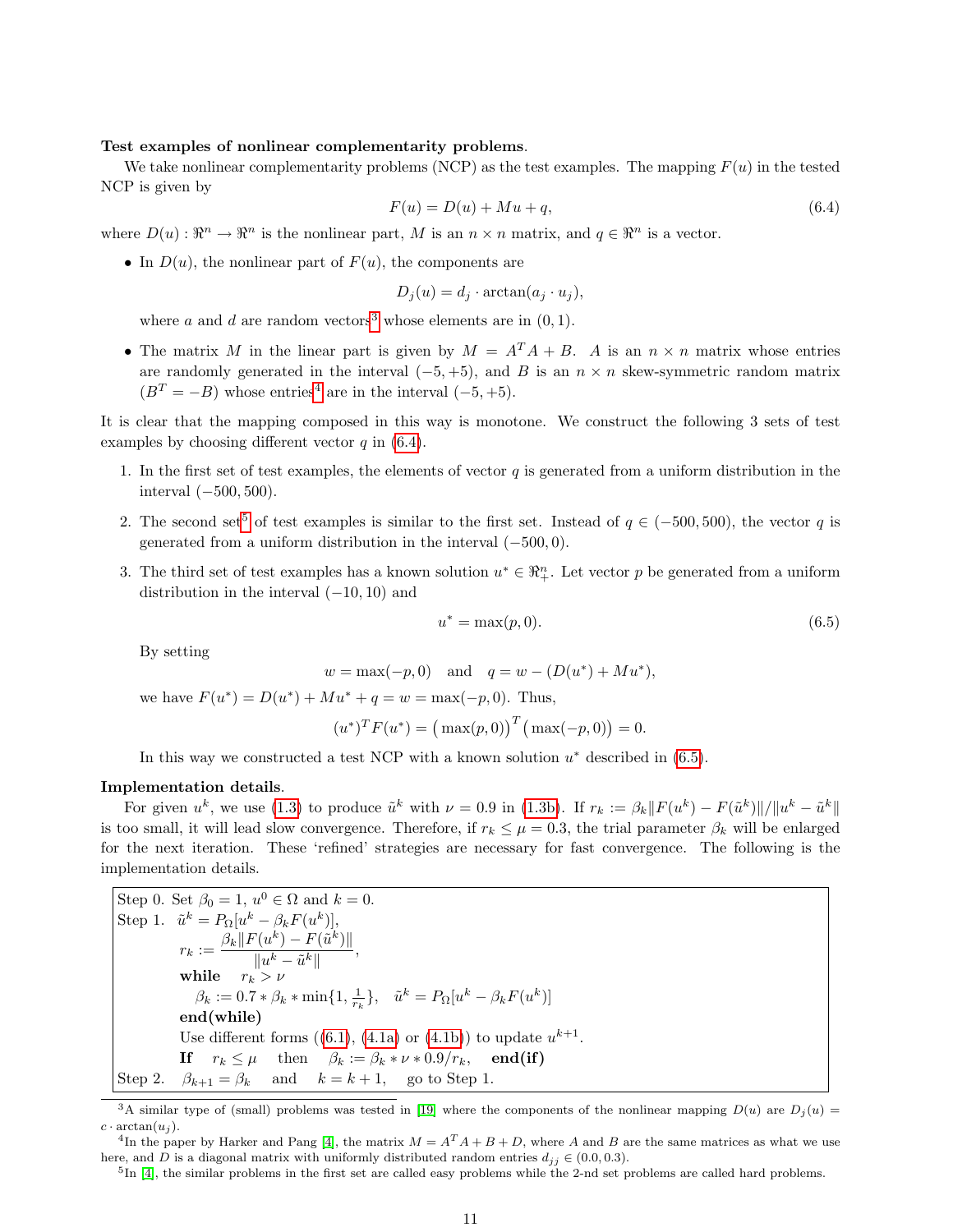**Test examples of nonlinear complementarity problems**.

We take nonlinear complementarity problems (NCP) as the test examples. The mapping $F(u)$ in the tested NCP is given by

$$F(u) = D(u) + Mu + q, \tag{6.4}$$

where $D(u) : \Re^n \to \Re^n$ is the nonlinear part, $M$ is an $n \times n$ matrix, and $q \in \Re^n$ is a vector.

- In $D(u)$, the nonlinear part of $F(u)$, the components are
$$D_j(u) = d_j \cdot \arctan(a_j \cdot u_j),$$
where $a$ and $d$ are random vectors[3] whose elements are in $(0, 1)$.

- The matrix $M$ in the linear part is given by $M = A^T A + B$. $A$ is an $n \times n$ matrix whose entries are randomly generated in the interval $(-5, +5)$, and $B$ is an $n \times n$ skew-symmetric random matrix ($B^T = -B$) whose entries[4] are in the interval $(-5, +5)$.

It is clear that the mapping composed in this way is monotone. We construct the following 3 sets of test examples by choosing different vector $q$ in (6.4).

1. In the first set of test examples, the elements of vector $q$ is generated from a uniform distribution in the interval $(-500, 500)$.

2. The second set[5] of test examples is similar to the first set. Instead of $q \in (-500, 500)$, the vector $q$ is generated from a uniform distribution in the interval $(-500, 0)$.

3. The third set of test examples has a known solution $u^* \in \Re^n_+$. Let vector $p$ be generated from a uniform distribution in the interval $(-10, 10)$ and
$$u^* = \max(p, 0). \tag{6.5}$$
By setting
$$w = \max(-p, 0) \quad \text{and} \quad q = w - (D(u^*) + Mu^*),$$
we have $F(u^*) = D(u^*) + Mu^* + q = w = \max(-p, 0)$. Thus,
$$(u^*)^T F(u^*) = \big(\max(p, 0)\big)^T \big(\max(-p, 0)\big) = 0.$$
In this way we constructed a test NCP with a known solution $u^*$ described in (6.5).

**Implementation details**.

For given $u^k$, we use (1.3) to produce $\tilde{u}^k$ with $\nu = 0.9$ in (1.3b). If $r_k := \beta_k \|F(u^k) - F(\tilde{u}^k)\| / \|u^k - \tilde{u}^k\|$ is too small, it will lead slow convergence. Therefore, if $r_k \le \mu = 0.3$, the trial parameter $\beta_k$ will be enlarged for the next iteration. These 'refined' strategies are necessary for fast convergence. The following is the implementation details.

Step 0. Set $\beta_0 = 1$, $u^0 \in \Omega$ and $k = 0$.

Step 1. $\tilde{u}^k = P_\Omega[u^k - \beta_k F(u^k)]$,

$$r_k := \frac{\beta_k \|F(u^k) - F(\tilde{u}^k)\|}{\|u^k - \tilde{u}^k\|},$$

**while** $r_k > \nu$

  $\beta_k := 0.7 * \beta_k * \min\{1, \frac{1}{r_k}\}$, $\tilde{u}^k = P_\Omega[u^k - \beta_k F(u^k)]$

**end(while)**

Use different forms ((6.1), (4.1a) or (4.1b)) to update $u^{k+1}$.

**If** $r_k \le \mu$ then $\beta_k := \beta_k * \nu * 0.9 / r_k$, **end(if)**

Step 2. $\beta_{k+1} = \beta_k$ and $k = k + 1$, go to Step 1.

---

[3] A similar type of (small) problems was tested in [19] where the components of the nonlinear mapping $D(u)$ are $D_j(u) = c \cdot \arctan(u_j)$.

[4] In the paper by Harker and Pang [4], the matrix $M = A^T A + B + D$, where $A$ and $B$ are the same matrices as what we use here, and $D$ is a diagonal matrix with uniformly distributed random entries $d_{jj} \in (0.0, 0.3)$.

[5] In [4], the similar problems in the first set are called easy problems while the 2-nd set problems are called hard problems.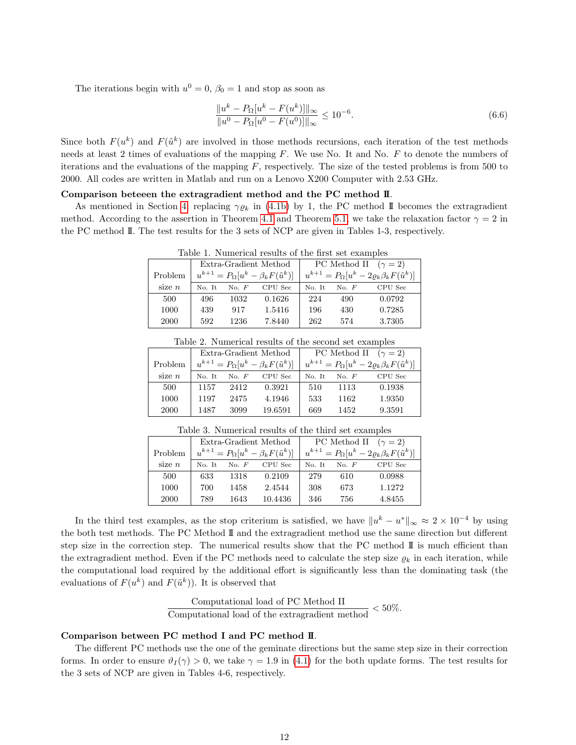The iterations begin with $u^0 = 0$, $\beta_0 = 1$ and stop as soon as

$$\frac{\|u^k - P_\Omega[u^k - F(u^k)]\|_\infty}{\|u^0 - P_\Omega[u^0 - F(u^0)]\|_\infty} \le 10^{-6}. \tag{6.6}$$

Since both $F(u^k)$ and $F(\tilde{u}^k)$ are involved in those methods recursions, each iteration of the test methods needs at least 2 times of evaluations of the mapping $F$. We use No. It and No. $F$ to denote the numbers of iterations and the evaluations of the mapping $F$, respectively. The size of the tested problems is from 500 to 2000. All codes are written in Matlab and run on a Lenovo X200 Computer with 2.53 GHz.

**Comparison beteeen the extragradient method and the PC method II.**

As mentioned in Section 4, replacing $\gamma\varrho_k$ in (4.1b) by 1, the PC method II becomes the extragradient method. According to the assertion in Theorem 4.1 and Theorem 5.1, we take the relaxation factor $\gamma = 2$ in the PC method II. The test results for the 3 sets of NCP are given in Tables 1-3, respectively.

Table 1. Numerical results of the first set examples

| Problem | Extra-Gradient Method $u^{k+1} = P_\Omega[u^k - \beta_k F(\tilde{u}^k)]$ | | | PC Method II ($\gamma = 2$) $u^{k+1} = P_\Omega[u^k - 2\varrho_k \beta_k F(\tilde{u}^k)]$ | | |
|---|---|---|---|---|---|---|
| size $n$ | No. It | No. $F$ | CPU Sec | No. It | No. $F$ | CPU Sec |
| 500 | 496 | 1032 | 0.1626 | 224 | 490 | 0.0792 |
| 1000 | 439 | 917 | 1.5416 | 196 | 430 | 0.7285 |
| 2000 | 592 | 1236 | 7.8440 | 262 | 574 | 3.7305 |

Table 2. Numerical results of the second set examples

| Problem | Extra-Gradient Method $u^{k+1} = P_\Omega[u^k - \beta_k F(\tilde{u}^k)]$ | | | PC Method II ($\gamma = 2$) $u^{k+1} = P_\Omega[u^k - 2\varrho_k \beta_k F(\tilde{u}^k)]$ | | |
|---|---|---|---|---|---|---|
| size $n$ | No. It | No. $F$ | CPU Sec | No. It | No. $F$ | CPU Sec |
| 500 | 1157 | 2412 | 0.3921 | 510 | 1113 | 0.1938 |
| 1000 | 1197 | 2475 | 4.1946 | 533 | 1162 | 1.9350 |
| 2000 | 1487 | 3099 | 19.6591 | 669 | 1452 | 9.3591 |

Table 3. Numerical results of the third set examples

| Problem | Extra-Gradient Method $u^{k+1} = P_\Omega[u^k - \beta_k F(\tilde{u}^k)]$ | | | PC Method II ($\gamma = 2$) $u^{k+1} = P_\Omega[u^k - 2\varrho_k \beta_k F(\tilde{u}^k)]$ | | |
|---|---|---|---|---|---|---|
| size $n$ | No. It | No. $F$ | CPU Sec | No. It | No. $F$ | CPU Sec |
| 500 | 633 | 1318 | 0.2109 | 279 | 610 | 0.0988 |
| 1000 | 700 | 1458 | 2.4544 | 308 | 673 | 1.1272 |
| 2000 | 789 | 1643 | 10.4436 | 346 | 756 | 4.8455 |

In the third test examples, as the stop criterium is satisfied, we have $\|u^k - u^*\|_\infty \approx 2 \times 10^{-4}$ by using the both test methods. The PC Method II and the extragradient method use the same direction but different step size in the correction step. The numerical results show that the PC method II is much efficient than the extragradient method. Even if the PC methods need to calculate the step size $\varrho_k$ in each iteration, while the computational load required by the additional effort is significantly less than the dominating task (the evaluations of $F(u^k)$ and $F(\tilde{u}^k)$). It is observed that

$$\frac{\text{Computational load of PC Method II}}{\text{Computational load of the extragradient method}} < 50\%.$$

**Comparison between PC method I and PC method II.**

The different PC methods use the one of the geminate directions but the same step size in their correction forms. In order to ensure $\vartheta_I(\gamma) > 0$, we take $\gamma = 1.9$ in (4.1) for the both update forms. The test results for the 3 sets of NCP are given in Tables 4-6, respectively.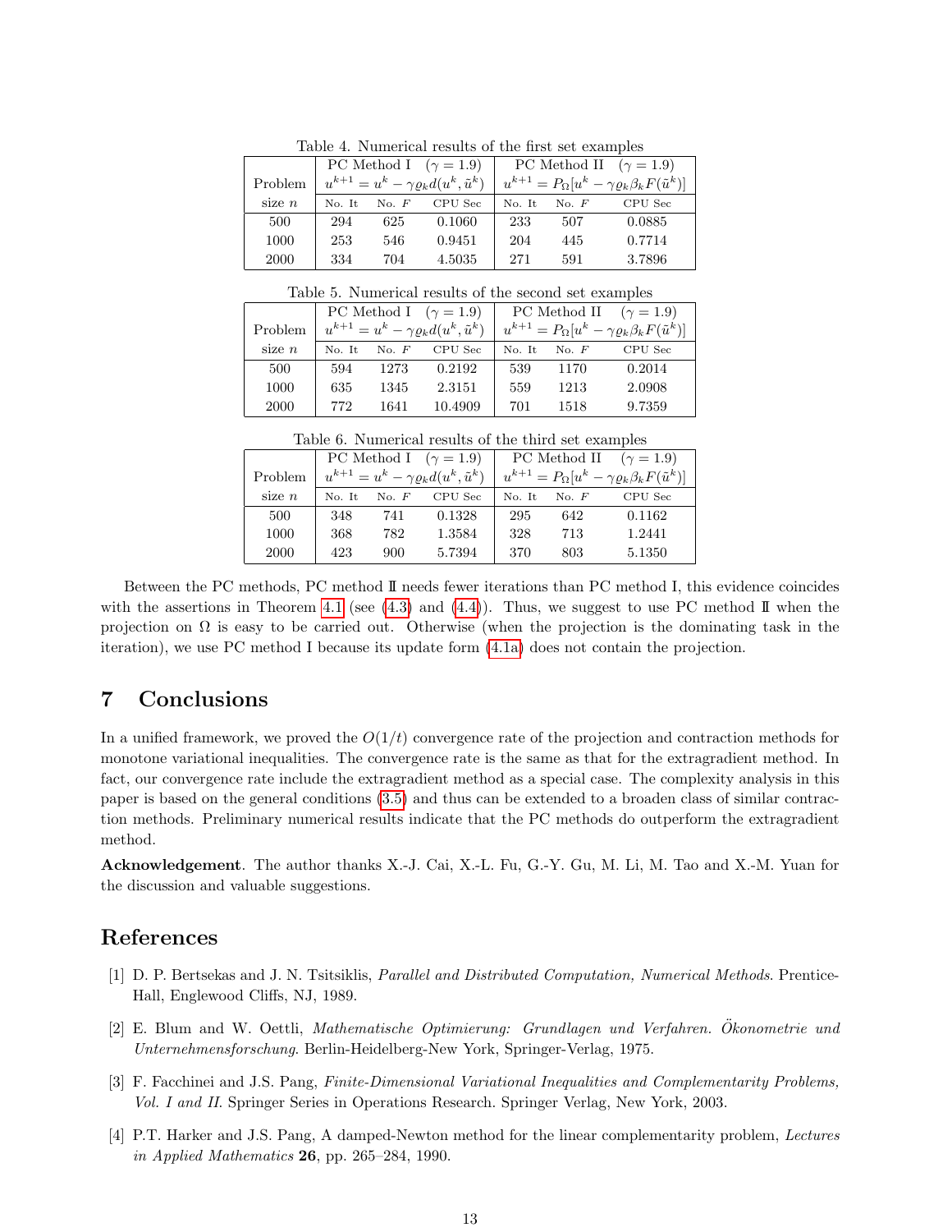Table 4. Numerical results of the first set examples

| Problem | PC Method I $(\gamma = 1.9)$ | | | PC Method II $(\gamma = 1.9)$ | | |
|---|---|---|---|---|---|---|
| | $u^{k+1} = u^k - \gamma \varrho_k d(u^k, \tilde{u}^k)$ | | | $u^{k+1} = P_\Omega[u^k - \gamma \varrho_k \beta_k F(\tilde{u}^k)]$ | | |
| size $n$ | No. It | No. $F$ | CPU Sec | No. It | No. $F$ | CPU Sec |
| 500 | 294 | 625 | 0.1060 | 233 | 507 | 0.0885 |
| 1000 | 253 | 546 | 0.9451 | 204 | 445 | 0.7714 |
| 2000 | 334 | 704 | 4.5035 | 271 | 591 | 3.7896 |

Table 5. Numerical results of the second set examples

| Problem | PC Method I $(\gamma = 1.9)$ | | | PC Method II $(\gamma = 1.9)$ | | |
|---|---|---|---|---|---|---|
| | $u^{k+1} = u^k - \gamma \varrho_k d(u^k, \tilde{u}^k)$ | | | $u^{k+1} = P_\Omega[u^k - \gamma \varrho_k \beta_k F(\tilde{u}^k)]$ | | |
| size $n$ | No. It | No. $F$ | CPU Sec | No. It | No. $F$ | CPU Sec |
| 500 | 594 | 1273 | 0.2192 | 539 | 1170 | 0.2014 |
| 1000 | 635 | 1345 | 2.3151 | 559 | 1213 | 2.0908 |
| 2000 | 772 | 1641 | 10.4909 | 701 | 1518 | 9.7359 |

Table 6. Numerical results of the third set examples

| Problem | PC Method I $(\gamma = 1.9)$ | | | PC Method II $(\gamma = 1.9)$ | | |
|---|---|---|---|---|---|---|
| | $u^{k+1} = u^k - \gamma \varrho_k d(u^k, \tilde{u}^k)$ | | | $u^{k+1} = P_\Omega[u^k - \gamma \varrho_k \beta_k F(\tilde{u}^k)]$ | | |
| size $n$ | No. It | No. $F$ | CPU Sec | No. It | No. $F$ | CPU Sec |
| 500 | 348 | 741 | 0.1328 | 295 | 642 | 0.1162 |
| 1000 | 368 | 782 | 1.3584 | 328 | 713 | 1.2441 |
| 2000 | 423 | 900 | 5.7394 | 370 | 803 | 5.1350 |

Between the PC methods, PC method II needs fewer iterations than PC method I, this evidence coincides with the assertions in Theorem 4.1 (see (4.3) and (4.4)). Thus, we suggest to use PC method II when the projection on $\Omega$ is easy to be carried out. Otherwise (when the projection is the dominating task in the iteration), we use PC method I because its update form (4.1a) does not contain the projection.

## 7 Conclusions

In a unified framework, we proved the $O(1/t)$ convergence rate of the projection and contraction methods for monotone variational inequalities. The convergence rate is the same as that for the extragradient method. In fact, our convergence rate include the extragradient method as a special case. The complexity analysis in this paper is based on the general conditions (3.5) and thus can be extended to a broaden class of similar contraction methods. Preliminary numerical results indicate that the PC methods do outperform the extragradient method.

**Acknowledgement**. The author thanks X.-J. Cai, X.-L. Fu, G.-Y. Gu, M. Li, M. Tao and X.-M. Yuan for the discussion and valuable suggestions.

## References

[1] D. P. Bertsekas and J. N. Tsitsiklis, *Parallel and Distributed Computation, Numerical Methods*. Prentice-Hall, Englewood Cliffs, NJ, 1989.

[2] E. Blum and W. Oettli, *Mathematische Optimierung: Grundlagen und Verfahren. Ökonometrie und Unternehmensforschung*. Berlin-Heidelberg-New York, Springer-Verlag, 1975.

[3] F. Facchinei and J.S. Pang, *Finite-Dimensional Variational Inequalities and Complementarity Problems, Vol. I and II*. Springer Series in Operations Research. Springer Verlag, New York, 2003.

[4] P.T. Harker and J.S. Pang, A damped-Newton method for the linear complementarity problem, *Lectures in Applied Mathematics* **26**, pp. 265–284, 1990.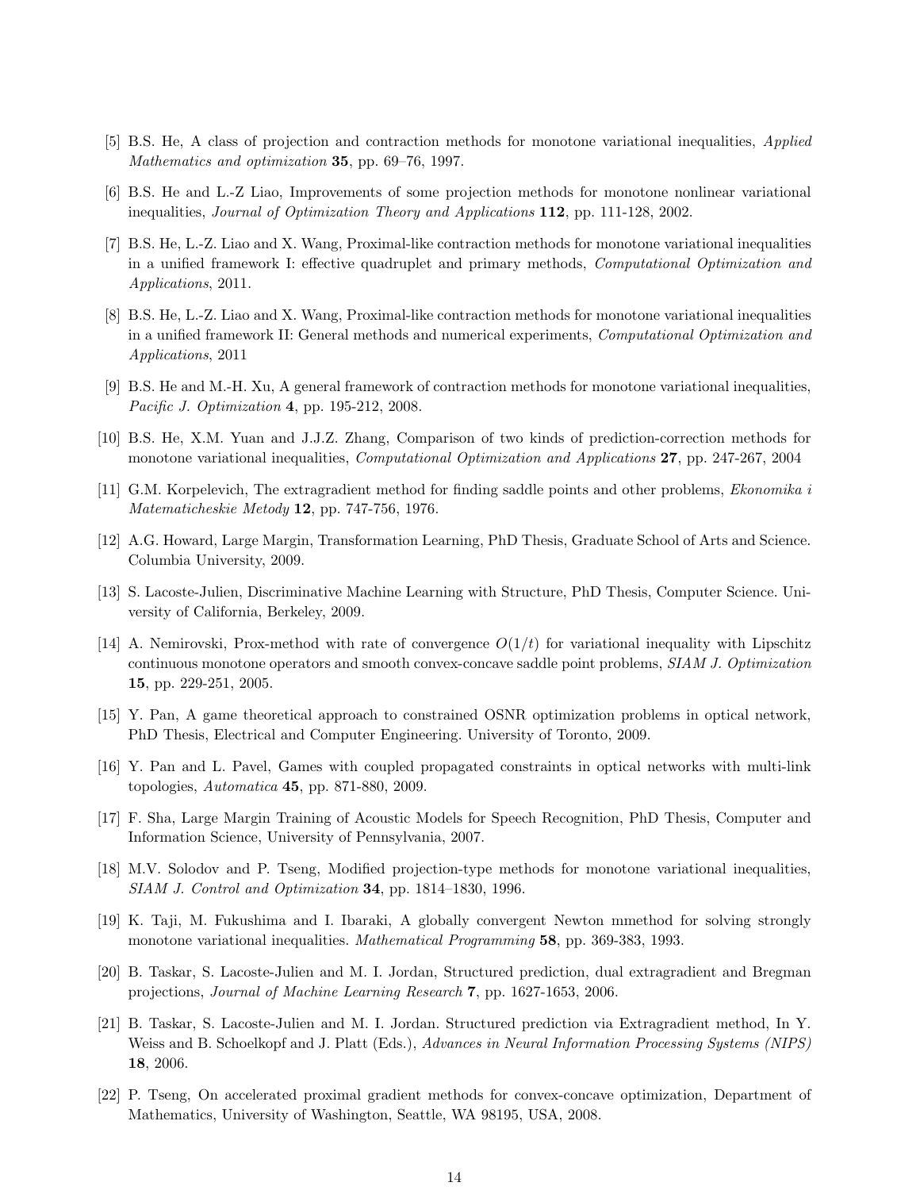[5] B.S. He, A class of projection and contraction methods for monotone variational inequalities, *Applied Mathematics and optimization* **35**, pp. 69–76, 1997.

[6] B.S. He and L.-Z Liao, Improvements of some projection methods for monotone nonlinear variational inequalities, *Journal of Optimization Theory and Applications* **112**, pp. 111-128, 2002.

[7] B.S. He, L.-Z. Liao and X. Wang, Proximal-like contraction methods for monotone variational inequalities in a unified framework I: effective quadruplet and primary methods, *Computational Optimization and Applications*, 2011.

[8] B.S. He, L.-Z. Liao and X. Wang, Proximal-like contraction methods for monotone variational inequalities in a unified framework II: General methods and numerical experiments, *Computational Optimization and Applications*, 2011

[9] B.S. He and M.-H. Xu, A general framework of contraction methods for monotone variational inequalities, *Pacific J. Optimization* **4**, pp. 195-212, 2008.

[10] B.S. He, X.M. Yuan and J.J.Z. Zhang, Comparison of two kinds of prediction-correction methods for monotone variational inequalities, *Computational Optimization and Applications* **27**, pp. 247-267, 2004

[11] G.M. Korpelevich, The extragradient method for finding saddle points and other problems, *Ekonomika i Matematicheskie Metody* **12**, pp. 747-756, 1976.

[12] A.G. Howard, Large Margin, Transformation Learning, PhD Thesis, Graduate School of Arts and Science. Columbia University, 2009.

[13] S. Lacoste-Julien, Discriminative Machine Learning with Structure, PhD Thesis, Computer Science. University of California, Berkeley, 2009.

[14] A. Nemirovski, Prox-method with rate of convergence $O(1/t)$ for variational inequality with Lipschitz continuous monotone operators and smooth convex-concave saddle point problems, *SIAM J. Optimization* **15**, pp. 229-251, 2005.

[15] Y. Pan, A game theoretical approach to constrained OSNR optimization problems in optical network, PhD Thesis, Electrical and Computer Engineering. University of Toronto, 2009.

[16] Y. Pan and L. Pavel, Games with coupled propagated constraints in optical networks with multi-link topologies, *Automatica* **45**, pp. 871-880, 2009.

[17] F. Sha, Large Margin Training of Acoustic Models for Speech Recognition, PhD Thesis, Computer and Information Science, University of Pennsylvania, 2007.

[18] M.V. Solodov and P. Tseng, Modified projection-type methods for monotone variational inequalities, *SIAM J. Control and Optimization* **34**, pp. 1814–1830, 1996.

[19] K. Taji, M. Fukushima and I. Ibaraki, A globally convergent Newton mmethod for solving strongly monotone variational inequalities. *Mathematical Programming* **58**, pp. 369-383, 1993.

[20] B. Taskar, S. Lacoste-Julien and M. I. Jordan, Structured prediction, dual extragradient and Bregman projections, *Journal of Machine Learning Research* **7**, pp. 1627-1653, 2006.

[21] B. Taskar, S. Lacoste-Julien and M. I. Jordan. Structured prediction via Extragradient method, In Y. Weiss and B. Schoelkopf and J. Platt (Eds.), *Advances in Neural Information Processing Systems (NIPS)* **18**, 2006.

[22] P. Tseng, On accelerated proximal gradient methods for convex-concave optimization, Department of Mathematics, University of Washington, Seattle, WA 98195, USA, 2008.